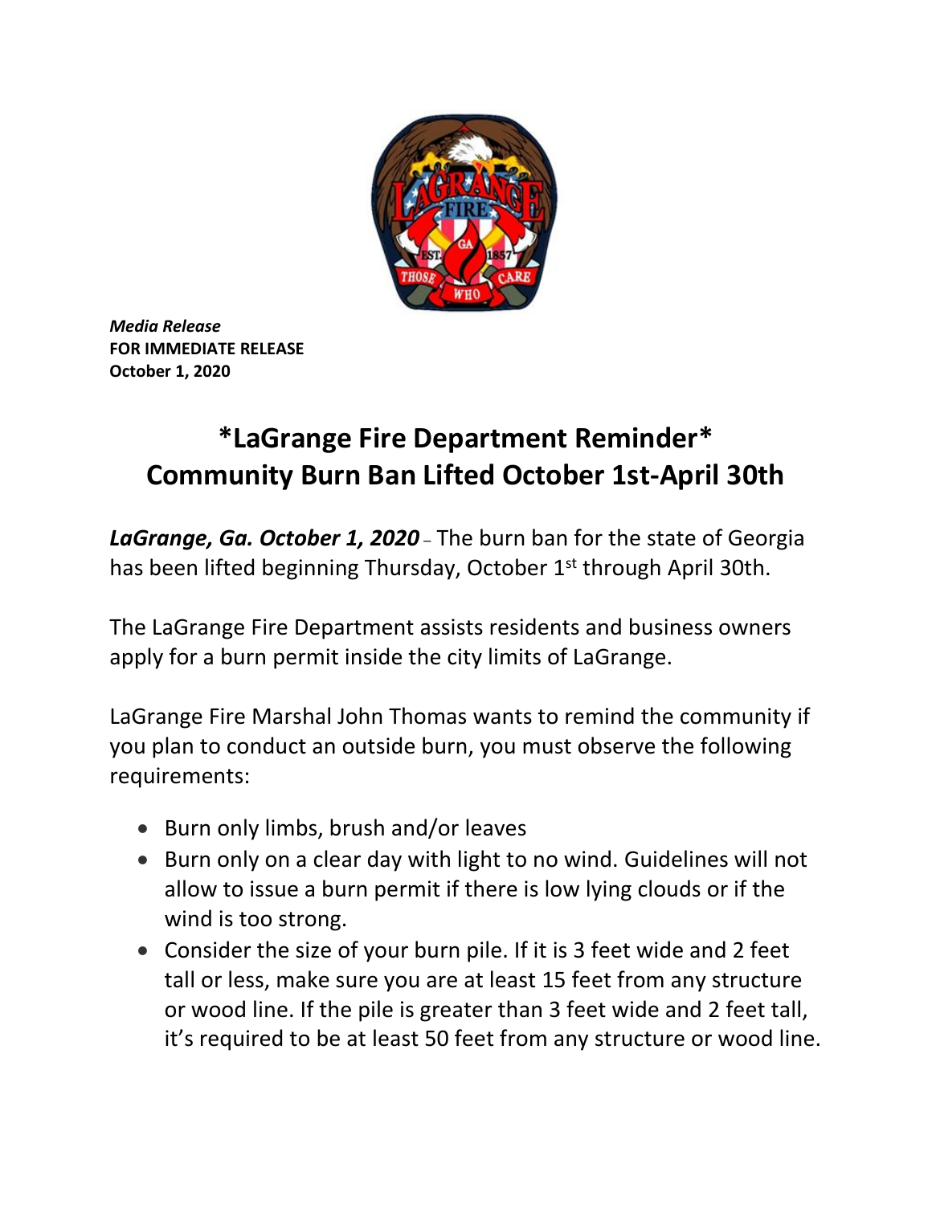*Media Release*
**FOR IMMEDIATE RELEASE**
**October 1, 2020**

# *LaGrange Fire Department Reminder*
# Community Burn Ban Lifted October 1st-April 30th

***LaGrange, Ga. October 1, 2020*** – The burn ban for the state of Georgia has been lifted beginning Thursday, October 1st through April 30th.

The LaGrange Fire Department assists residents and business owners apply for a burn permit inside the city limits of LaGrange.

LaGrange Fire Marshal John Thomas wants to remind the community if you plan to conduct an outside burn, you must observe the following requirements:

- Burn only limbs, brush and/or leaves
- Burn only on a clear day with light to no wind. Guidelines will not allow to issue a burn permit if there is low lying clouds or if the wind is too strong.
- Consider the size of your burn pile. If it is 3 feet wide and 2 feet tall or less, make sure you are at least 15 feet from any structure or wood line. If the pile is greater than 3 feet wide and 2 feet tall, it's required to be at least 50 feet from any structure or wood line.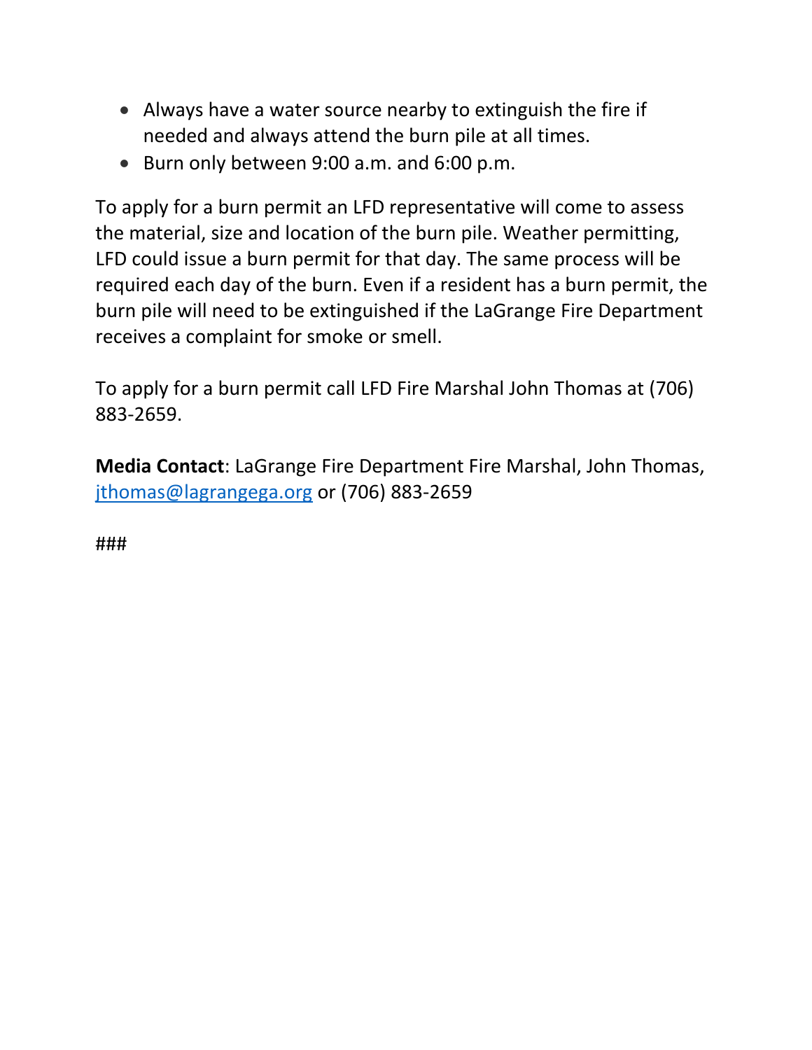- Always have a water source nearby to extinguish the fire if needed and always attend the burn pile at all times.
- Burn only between 9:00 a.m. and 6:00 p.m.

To apply for a burn permit an LFD representative will come to assess the material, size and location of the burn pile. Weather permitting, LFD could issue a burn permit for that day. The same process will be required each day of the burn. Even if a resident has a burn permit, the burn pile will need to be extinguished if the LaGrange Fire Department receives a complaint for smoke or smell.

To apply for a burn permit call LFD Fire Marshal John Thomas at (706) 883-2659.

**Media Contact**: LaGrange Fire Department Fire Marshal, John Thomas, jthomas@lagrangega.org or (706) 883-2659

###